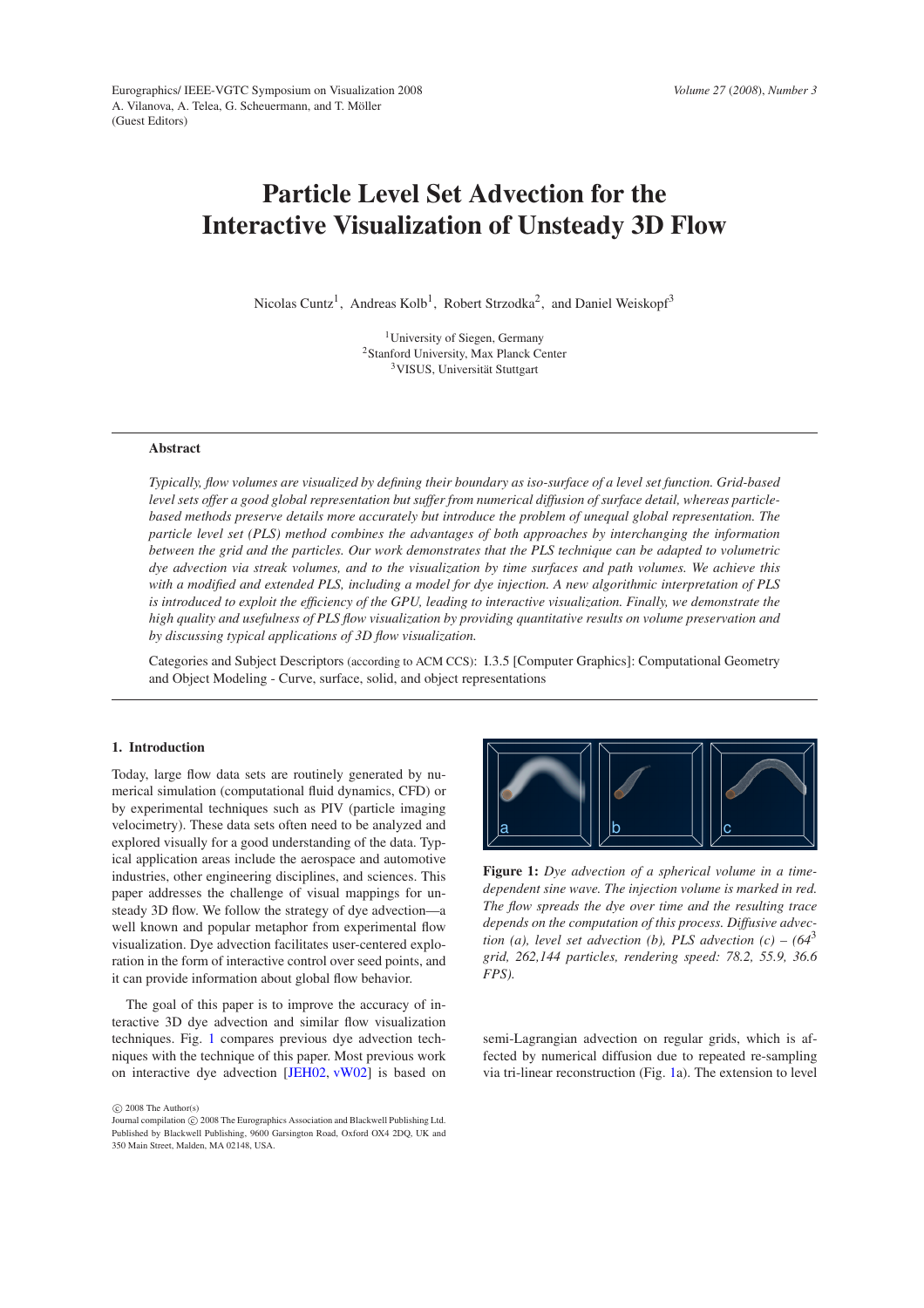# Particle Level Set Advection for the Interactive Visualization of Unsteady 3D Flow

Nicolas Cuntz[1], Andreas Kolb[1], Robert Strzodka[2], and Daniel Weiskopf[3]

[1]University of Siegen, Germany
[2]Stanford University, Max Planck Center
[3]VISUS, Universität Stuttgart

## Abstract

*Typically, flow volumes are visualized by defining their boundary as iso-surface of a level set function. Grid-based level sets offer a good global representation but suffer from numerical diffusion of surface detail, whereas particle-based methods preserve details more accurately but introduce the problem of unequal global representation. The particle level set (PLS) method combines the advantages of both approaches by interchanging the information between the grid and the particles. Our work demonstrates that the PLS technique can be adapted to volumetric dye advection via streak volumes, and to the visualization by time surfaces and path volumes. We achieve this with a modified and extended PLS, including a model for dye injection. A new algorithmic interpretation of PLS is introduced to exploit the efficiency of the GPU, leading to interactive visualization. Finally, we demonstrate the high quality and usefulness of PLS flow visualization by providing quantitative results on volume preservation and by discussing typical applications of 3D flow visualization.*

Categories and Subject Descriptors (according to ACM CCS): I.3.5 [Computer Graphics]: Computational Geometry and Object Modeling - Curve, surface, solid, and object representations

## 1. Introduction

Today, large flow data sets are routinely generated by numerical simulation (computational fluid dynamics, CFD) or by experimental techniques such as PIV (particle imaging velocimetry). These data sets often need to be analyzed and explored visually for a good understanding of the data. Typical application areas include the aerospace and automotive industries, other engineering disciplines, and sciences. This paper addresses the challenge of visual mappings for unsteady 3D flow. We follow the strategy of dye advection—a well known and popular metaphor from experimental flow visualization. Dye advection facilitates user-centered exploration in the form of interactive control over seed points, and it can provide information about global flow behavior.

The goal of this paper is to improve the accuracy of interactive 3D dye advection and similar flow visualization techniques. Fig. 1 compares previous dye advection techniques with the technique of this paper. Most previous work on interactive dye advection [JEH02, vW02] is based on semi-Lagrangian advection on regular grids, which is affected by numerical diffusion due to repeated re-sampling via tri-linear reconstruction (Fig. 1a). The extension to level

**Figure 1:** *Dye advection of a spherical volume in a time-dependent sine wave. The injection volume is marked in red. The flow spreads the dye over time and the resulting trace depends on the computation of this process. Diffusive advection (a), level set advection (b), PLS advection (c) – ($64^3$ grid, 262,144 particles, rendering speed: 78.2, 55.9, 36.6 FPS).*

© 2008 The Author(s)
Journal compilation © 2008 The Eurographics Association and Blackwell Publishing Ltd. Published by Blackwell Publishing, 9600 Garsington Road, Oxford OX4 2DQ, UK and 350 Main Street, Malden, MA 02148, USA.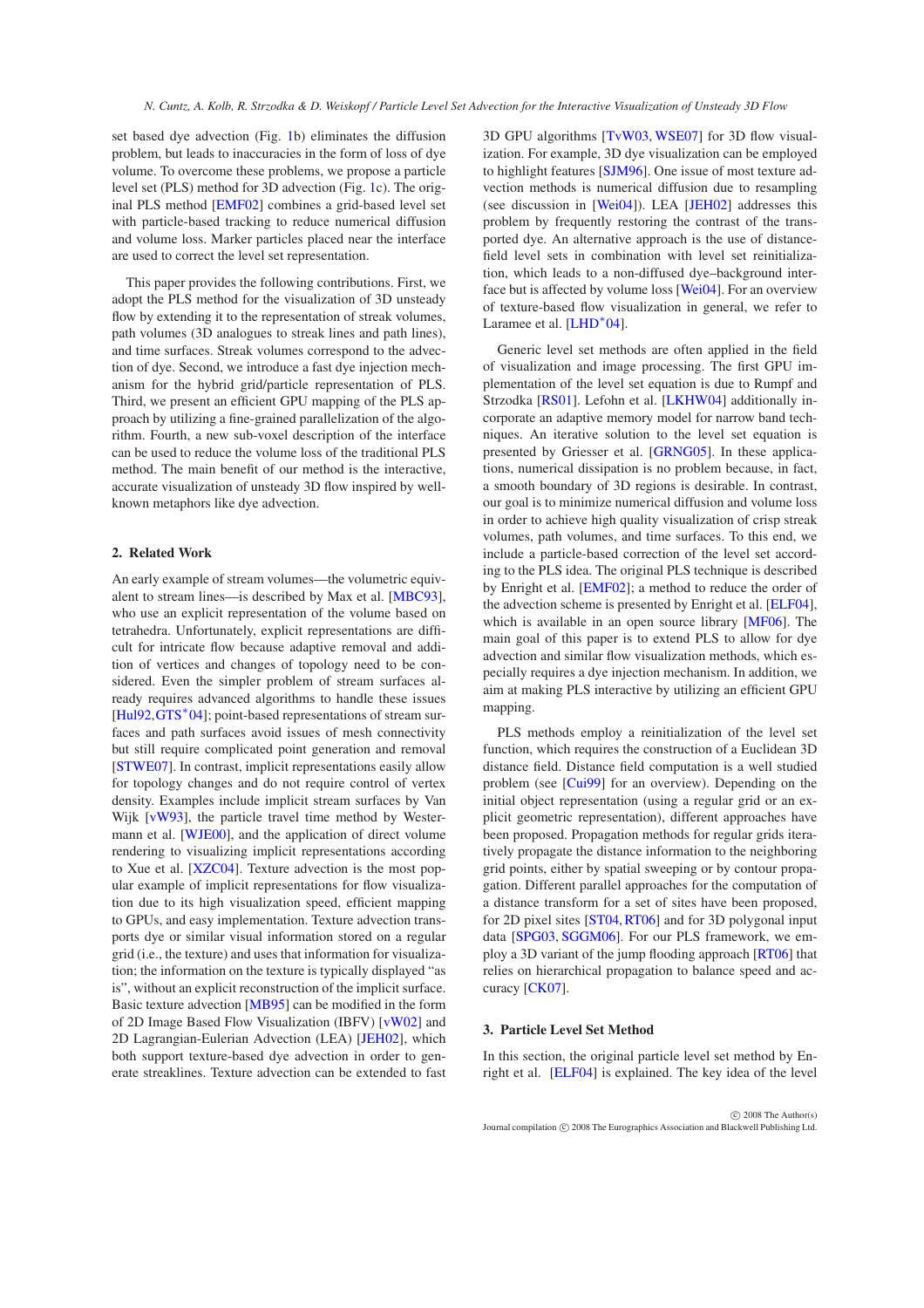set based dye advection (Fig. 1b) eliminates the diffusion problem, but leads to inaccuracies in the form of loss of dye volume. To overcome these problems, we propose a particle level set (PLS) method for 3D advection (Fig. 1c). The original PLS method [EMF02] combines a grid-based level set with particle-based tracking to reduce numerical diffusion and volume loss. Marker particles placed near the interface are used to correct the level set representation.

This paper provides the following contributions. First, we adopt the PLS method for the visualization of 3D unsteady flow by extending it to the representation of streak volumes, path volumes (3D analogues to streak lines and path lines), and time surfaces. Streak volumes correspond to the advection of dye. Second, we introduce a fast dye injection mechanism for the hybrid grid/particle representation of PLS. Third, we present an efficient GPU mapping of the PLS approach by utilizing a fine-grained parallelization of the algorithm. Fourth, a new sub-voxel description of the interface can be used to reduce the volume loss of the traditional PLS method. The main benefit of our method is the interactive, accurate visualization of unsteady 3D flow inspired by well-known metaphors like dye advection.

## 2. Related Work

An early example of stream volumes—the volumetric equivalent to stream lines—is described by Max et al. [MBC93], who use an explicit representation of the volume based on tetrahedra. Unfortunately, explicit representations are difficult for intricate flow because adaptive removal and addition of vertices and changes of topology need to be considered. Even the simpler problem of stream surfaces already requires advanced algorithms to handle these issues [Hul92, GTS*04]; point-based representations of stream surfaces and path surfaces avoid issues of mesh connectivity but still require complicated point generation and removal [STWE07]. In contrast, implicit representations easily allow for topology changes and do not require control of vertex density. Examples include implicit stream surfaces by Van Wijk [vW93], the particle travel time method by Westermann et al. [WJE00], and the application of direct volume rendering to visualizing implicit representations according to Xue et al. [XZC04]. Texture advection is the most popular example of implicit representations for flow visualization due to its high visualization speed, efficient mapping to GPUs, and easy implementation. Texture advection transports dye or similar visual information stored on a regular grid (i.e., the texture) and uses that information for visualization; the information on the texture is typically displayed "as is", without an explicit reconstruction of the implicit surface. Basic texture advection [MB95] can be modified in the form of 2D Image Based Flow Visualization (IBFV) [vW02] and 2D Lagrangian-Eulerian Advection (LEA) [JEH02], which both support texture-based dye advection in order to generate streaklines. Texture advection can be extended to fast 3D GPU algorithms [TvW03, WSE07] for 3D flow visualization. For example, 3D dye visualization can be employed to highlight features [SJM96]. One issue of most texture advection methods is numerical diffusion due to resampling (see discussion in [Wei04]). LEA [JEH02] addresses this problem by frequently restoring the contrast of the transported dye. An alternative approach is the use of distance-field level sets in combination with level set reinitialization, which leads to a non-diffused dye–background interface but is affected by volume loss [Wei04]. For an overview of texture-based flow visualization in general, we refer to Laramee et al. [LHD*04].

Generic level set methods are often applied in the field of visualization and image processing. The first GPU implementation of the level set equation is due to Rumpf and Strzodka [RS01]. Lefohn et al. [LKHW04] additionally incorporate an adaptive memory model for narrow band techniques. An iterative solution to the level set equation is presented by Griesser et al. [GRNG05]. In these applications, numerical dissipation is no problem because, in fact, a smooth boundary of 3D regions is desirable. In contrast, our goal is to minimize numerical diffusion and volume loss in order to achieve high quality visualization of crisp streak volumes, path volumes, and time surfaces. To this end, we include a particle-based correction of the level set according to the PLS idea. The original PLS technique is described by Enright et al. [EMF02]; a method to reduce the order of the advection scheme is presented by Enright et al. [ELF04], which is available in an open source library [MF06]. The main goal of this paper is to extend PLS to allow for dye advection and similar flow visualization methods, which especially requires a dye injection mechanism. In addition, we aim at making PLS interactive by utilizing an efficient GPU mapping.

PLS methods employ a reinitialization of the level set function, which requires the construction of a Euclidean 3D distance field. Distance field computation is a well studied problem (see [Cui99] for an overview). Depending on the initial object representation (using a regular grid or an explicit geometric representation), different approaches have been proposed. Propagation methods for regular grids iteratively propagate the distance information to the neighboring grid points, either by spatial sweeping or by contour propagation. Different parallel approaches for the computation of a distance transform for a set of sites have been proposed, for 2D pixel sites [ST04, RT06] and for 3D polygonal input data [SPG03, SGGM06]. For our PLS framework, we employ a 3D variant of the jump flooding approach [RT06] that relies on hierarchical propagation to balance speed and accuracy [CK07].

## 3. Particle Level Set Method

In this section, the original particle level set method by Enright et al. [ELF04] is explained. The key idea of the level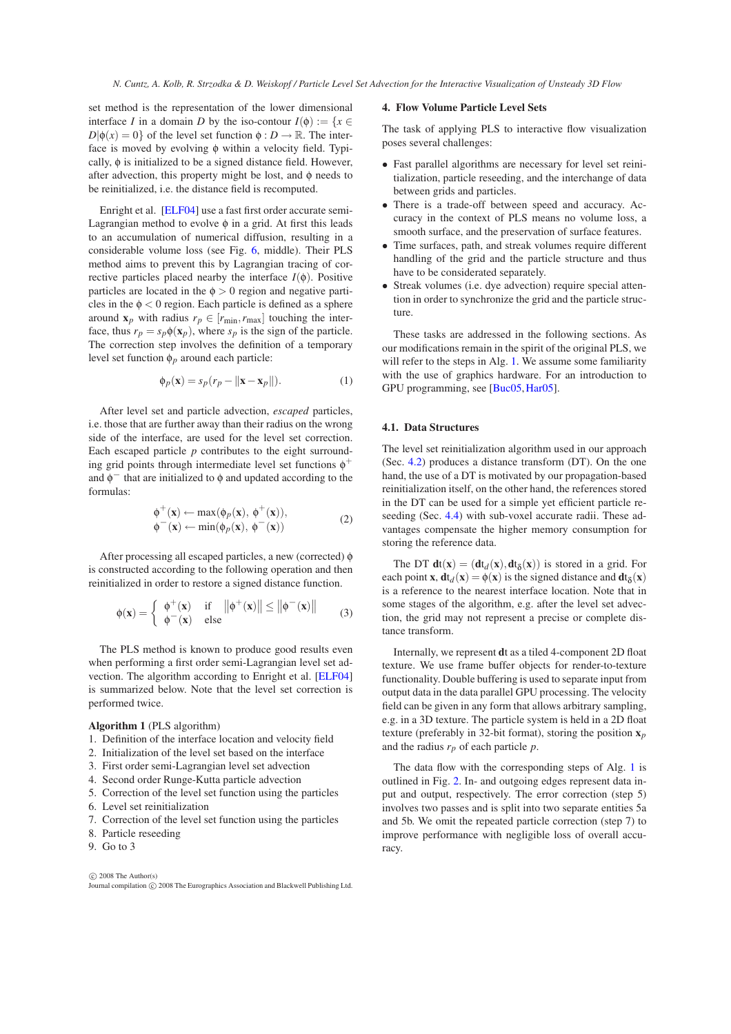set method is the representation of the lower dimensional interface $I$ in a domain $D$ by the iso-contour $I(\phi) := \{x \in D | \phi(x) = 0\}$ of the level set function $\phi : D \rightarrow \mathbb{R}$. The interface is moved by evolving $\phi$ within a velocity field. Typically, $\phi$ is initialized to be a signed distance field. However, after advection, this property might be lost, and $\phi$ needs to be reinitialized, i.e. the distance field is recomputed.

Enright et al. [ELF04] use a fast first order accurate semi-Lagrangian method to evolve $\phi$ in a grid. At first this leads to an accumulation of numerical diffusion, resulting in a considerable volume loss (see Fig. 6, middle). Their PLS method aims to prevent this by Lagrangian tracing of corrective particles placed nearby the interface $I(\phi)$. Positive particles are located in the $\phi > 0$ region and negative particles in the $\phi < 0$ region. Each particle is defined as a sphere around $\mathbf{x}_p$ with radius $r_p \in [r_{\min}, r_{\max}]$ touching the interface, thus $r_p = s_p \phi(\mathbf{x}_p)$, where $s_p$ is the sign of the particle. The correction step involves the definition of a temporary level set function $\phi_p$ around each particle:

$$\phi_p(\mathbf{x}) = s_p(r_p - \|\mathbf{x} - \mathbf{x}_p\|). \tag{1}$$

After level set and particle advection, *escaped* particles, i.e. those that are further away than their radius on the wrong side of the interface, are used for the level set correction. Each escaped particle $p$ contributes to the eight surrounding grid points through intermediate level set functions $\phi^+$ and $\phi^-$ that are initialized to $\phi$ and updated according to the formulas:

$$\begin{aligned} \phi^+(\mathbf{x}) &\leftarrow \max(\phi_p(\mathbf{x}),\ \phi^+(\mathbf{x})), \\ \phi^-(\mathbf{x}) &\leftarrow \min(\phi_p(\mathbf{x}),\ \phi^-(\mathbf{x})) \end{aligned} \tag{2}$$

After processing all escaped particles, a new (corrected) $\phi$ is constructed according to the following operation and then reinitialized in order to restore a signed distance function.

$$\phi(\mathbf{x}) = \begin{cases} \phi^+(\mathbf{x}) & \text{if} \quad \left\|\phi^+(\mathbf{x})\right\| \leq \left\|\phi^-(\mathbf{x})\right\| \\ \phi^-(\mathbf{x}) & \text{else} \end{cases} \tag{3}$$

The PLS method is known to produce good results even when performing a first order semi-Lagrangian level set advection. The algorithm according to Enright et al. [ELF04] is summarized below. Note that the level set correction is performed twice.

**Algorithm 1** (PLS algorithm)

1. Definition of the interface location and velocity field
2. Initialization of the level set based on the interface
3. First order semi-Lagrangian level set advection
4. Second order Runge-Kutta particle advection
5. Correction of the level set function using the particles
6. Level set reinitialization
7. Correction of the level set function using the particles
8. Particle reseeding
9. Go to 3

## 4. Flow Volume Particle Level Sets

The task of applying PLS to interactive flow visualization poses several challenges:

- Fast parallel algorithms are necessary for level set reinitialization, particle reseeding, and the interchange of data between grids and particles.
- There is a trade-off between speed and accuracy. Accuracy in the context of PLS means no volume loss, a smooth surface, and the preservation of surface features.
- Time surfaces, path, and streak volumes require different handling of the grid and the particle structure and thus have to be considered separately.
- Streak volumes (i.e. dye advection) require special attention in order to synchronize the grid and the particle structure.

These tasks are addressed in the following sections. As our modifications remain in the spirit of the original PLS, we will refer to the steps in Alg. 1. We assume some familiarity with the use of graphics hardware. For an introduction to GPU programming, see [Buc05, Har05].

### 4.1. Data Structures

The level set reinitialization algorithm used in our approach (Sec. 4.2) produces a distance transform (DT). On the one hand, the use of a DT is motivated by our propagation-based reinitialization itself, on the other hand, the references stored in the DT can be used for a simple yet efficient particle reseeding (Sec. 4.4) with sub-voxel accurate radii. These advantages compensate the higher memory consumption for storing the reference data.

The DT $\mathbf{dt}(\mathbf{x}) = (\mathbf{dt}_d(\mathbf{x}), \mathbf{dt}_\delta(\mathbf{x}))$ is stored in a grid. For each point $\mathbf{x}$, $\mathbf{dt}_d(\mathbf{x}) = \phi(\mathbf{x})$ is the signed distance and $\mathbf{dt}_\delta(\mathbf{x})$ is a reference to the nearest interface location. Note that in some stages of the algorithm, e.g. after the level set advection, the grid may not represent a precise or complete distance transform.

Internally, we represent $\mathbf{dt}$ as a tiled 4-component 2D float texture. We use frame buffer objects for render-to-texture functionality. Double buffering is used to separate input from output data in the data parallel GPU processing. The velocity field can be given in any form that allows arbitrary sampling, e.g. in a 3D texture. The particle system is held in a 2D float texture (preferably in 32-bit format), storing the position $\mathbf{x}_p$ and the radius $r_p$ of each particle $p$.

The data flow with the corresponding steps of Alg. 1 is outlined in Fig. 2. In- and outgoing edges represent data input and output, respectively. The error correction (step 5) involves two passes and is split into two separate entities 5a and 5b. We omit the repeated particle correction (step 7) to improve performance with negligible loss of overall accuracy.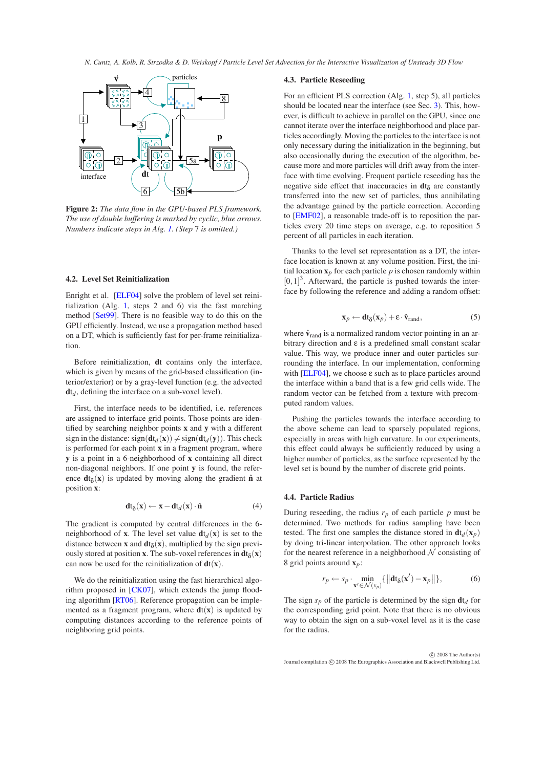**Figure 2:** *The data flow in the GPU-based PLS framework. The use of double buffering is marked by cyclic, blue arrows. Numbers indicate steps in Alg. 1. (Step 7 is omitted.)*

### 4.2. Level Set Reinitialization

Enright et al. [ELF04] solve the problem of level set reinitialization (Alg. 1, steps 2 and 6) via the fast marching method [Set99]. There is no feasible way to do this on the GPU efficiently. Instead, we use a propagation method based on a DT, which is sufficiently fast for per-frame reinitialization.

Before reinitialization, $\mathbf{d}\mathrm{t}$ contains only the interface, which is given by means of the grid-based classification (interior/exterior) or by a gray-level function (e.g. the advected $\mathbf{d}\mathrm{t}_d$, defining the interface on a sub-voxel level).

First, the interface needs to be identified, i.e. references are assigned to interface grid points. Those points are identified by searching neighbor points $\mathbf{x}$ and $\mathbf{y}$ with a different sign in the distance: $\mathrm{sign}(\mathbf{d}\mathrm{t}_d(\mathbf{x})) \neq \mathrm{sign}(\mathbf{d}\mathrm{t}_d(\mathbf{y}))$. This check is performed for each point $\mathbf{x}$ in a fragment program, where $\mathbf{y}$ is a point in a 6-neighborhood of $\mathbf{x}$ containing all direct non-diagonal neighbors. If one point $\mathbf{y}$ is found, the reference $\mathbf{d}\mathrm{t}_\delta(\mathbf{x})$ is updated by moving along the gradient $\hat{\mathbf{n}}$ at position $\mathbf{x}$:

$$\mathbf{d}\mathrm{t}_\delta(\mathbf{x}) \leftarrow \mathbf{x} - \mathbf{d}\mathrm{t}_d(\mathbf{x}) \cdot \hat{\mathbf{n}} \tag{4}$$

The gradient is computed by central differences in the 6-neighborhood of $\mathbf{x}$. The level set value $\mathbf{d}\mathrm{t}_d(\mathbf{x})$ is set to the distance between $\mathbf{x}$ and $\mathbf{d}\mathrm{t}_\delta(\mathbf{x})$, multiplied by the sign previously stored at position $\mathbf{x}$. The sub-voxel references in $\mathbf{d}\mathrm{t}_\delta(\mathbf{x})$ can now be used for the reinitialization of $\mathbf{d}\mathrm{t}(\mathbf{x})$.

We do the reinitialization using the fast hierarchical algorithm proposed in [CK07], which extends the jump flooding algorithm [RT06]. Reference propagation can be implemented as a fragment program, where $\mathbf{d}\mathrm{t}(\mathbf{x})$ is updated by computing distances according to the reference points of neighboring grid points.

### 4.3. Particle Reseeding

For an efficient PLS correction (Alg. 1, step 5), all particles should be located near the interface (see Sec. 3). This, however, is difficult to achieve in parallel on the GPU, since one cannot iterate over the interface neighborhood and place particles accordingly. Moving the particles to the interface is not only necessary during the initialization in the beginning, but also occasionally during the execution of the algorithm, because more and more particles will drift away from the interface with time evolving. Frequent particle reseeding has the negative side effect that inaccuracies in $\mathbf{d}\mathrm{t}_\delta$ are constantly transferred into the new set of particles, thus annihilating the advantage gained by the particle correction. According to [EMF02], a reasonable trade-off is to reposition the particles every 20 time steps on average, e.g. to reposition 5 percent of all particles in each iteration.

Thanks to the level set representation as a DT, the interface location is known at any volume position. First, the initial location $\mathbf{x}_p$ for each particle $p$ is chosen randomly within $[0,1]^3$. Afterward, the particle is pushed towards the interface by following the reference and adding a random offset:

$$\mathbf{x}_p \leftarrow \mathbf{d}\mathrm{t}_\delta(\mathbf{x}_p) + \varepsilon \cdot \hat{\mathbf{v}}_{\mathrm{rand}}, \tag{5}$$

where $\hat{\mathbf{v}}_{\mathrm{rand}}$ is a normalized random vector pointing in an arbitrary direction and $\varepsilon$ is a predefined small constant scalar value. This way, we produce inner and outer particles surrounding the interface. In our implementation, conforming with [ELF04], we choose $\varepsilon$ such as to place particles around the interface within a band that is a few grid cells wide. The random vector can be fetched from a texture with precomputed random values.

Pushing the particles towards the interface according to the above scheme can lead to sparsely populated regions, especially in areas with high curvature. In our experiments, this effect could always be sufficiently reduced by using a higher number of particles, as the surface represented by the level set is bound by the number of discrete grid points.

### 4.4. Particle Radius

During reseeding, the radius $r_p$ of each particle $p$ must be determined. Two methods for radius sampling have been tested. The first one samples the distance stored in $\mathbf{d}\mathrm{t}_d(\mathbf{x}_p)$ by doing tri-linear interpolation. The other approach looks for the nearest reference in a neighborhood $\mathcal{N}$ consisting of 8 grid points around $\mathbf{x}_p$:

$$r_p \leftarrow s_p \cdot \min_{\mathbf{x}' \in \mathcal{N}(x_p)} \{ \| \mathbf{d}\mathrm{t}_\delta(\mathbf{x}') - \mathbf{x}_p \| \}, \tag{6}$$

The sign $s_p$ of the particle is determined by the sign $\mathbf{d}\mathrm{t}_d$ for the corresponding grid point. Note that there is no obvious way to obtain the sign on a sub-voxel level as it is the case for the radius.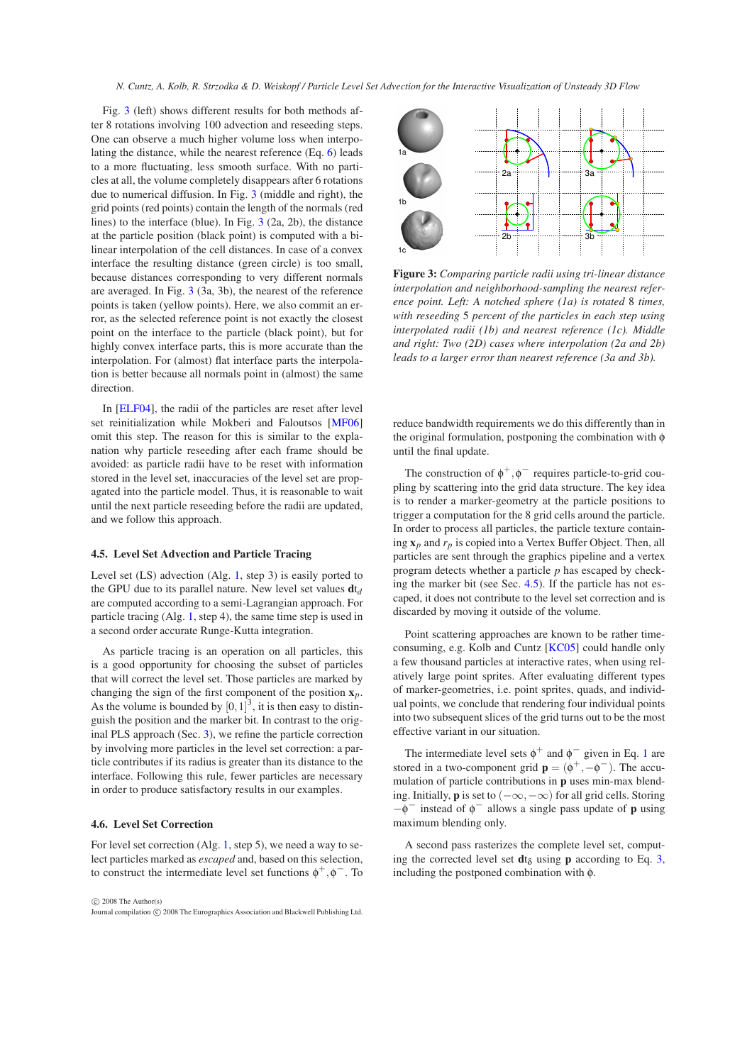Fig. 3 (left) shows different results for both methods after 8 rotations involving 100 advection and reseeding steps. One can observe a much higher volume loss when interpolating the distance, while the nearest reference (Eq. 6) leads to a more fluctuating, less smooth surface. With no particles at all, the volume completely disappears after 6 rotations due to numerical diffusion. In Fig. 3 (middle and right), the grid points (red points) contain the length of the normals (red lines) to the interface (blue). In Fig. 3 (2a, 2b), the distance at the particle position (black point) is computed with a bilinear interpolation of the cell distances. In case of a convex interface the resulting distance (green circle) is too small, because distances corresponding to very different normals are averaged. In Fig. 3 (3a, 3b), the nearest of the reference points is taken (yellow points). Here, we also commit an error, as the selected reference point is not exactly the closest point on the interface to the particle (black point), but for highly convex interface parts, this is more accurate than the interpolation. For (almost) flat interface parts the interpolation is better because all normals point in (almost) the same direction.

In [ELF04], the radii of the particles are reset after level set reinitialization while Mokberi and Faloutsos [MF06] omit this step. The reason for this is similar to the explanation why particle reseeding after each frame should be avoided: as particle radii have to be reset with information stored in the level set, inaccuracies of the level set are propagated into the particle model. Thus, it is reasonable to wait until the next particle reseeding before the radii are updated, and we follow this approach.

### 4.5. Level Set Advection and Particle Tracing

Level set (LS) advection (Alg. 1, step 3) is easily ported to the GPU due to its parallel nature. New level set values $\mathbf{d}t_d$ are computed according to a semi-Lagrangian approach. For particle tracing (Alg. 1, step 4), the same time step is used in a second order accurate Runge-Kutta integration.

As particle tracing is an operation on all particles, this is a good opportunity for choosing the subset of particles that will correct the level set. Those particles are marked by changing the sign of the first component of the position $\mathbf{x}_p$. As the volume is bounded by $[0,1]^3$, it is then easy to distinguish the position and the marker bit. In contrast to the original PLS approach (Sec. 3), we refine the particle correction by involving more particles in the level set correction: a particle contributes if its radius is greater than its distance to the interface. Following this rule, fewer particles are necessary in order to produce satisfactory results in our examples.

### 4.6. Level Set Correction

For level set correction (Alg. 1, step 5), we need a way to select particles marked as *escaped* and, based on this selection, to construct the intermediate level set functions $\phi^+, \phi^-$. To reduce bandwidth requirements we do this differently than in the original formulation, postponing the combination with $\phi$ until the final update.

**Figure 3:** *Comparing particle radii using tri-linear distance interpolation and neighborhood-sampling the nearest reference point. Left: A notched sphere (1a) is rotated 8 times, with reseeding 5 percent of the particles in each step using interpolated radii (1b) and nearest reference (1c). Middle and right: Two (2D) cases where interpolation (2a and 2b) leads to a larger error than nearest reference (3a and 3b).*

The construction of $\phi^+, \phi^-$ requires particle-to-grid coupling by scattering into the grid data structure. The key idea is to render a marker-geometry at the particle positions to trigger a computation for the 8 grid cells around the particle. In order to process all particles, the particle texture containing $\mathbf{x}_p$ and $r_p$ is copied into a Vertex Buffer Object. Then, all particles are sent through the graphics pipeline and a vertex program detects whether a particle $p$ has escaped by checking the marker bit (see Sec. 4.5). If the particle has not escaped, it does not contribute to the level set correction and is discarded by moving it outside of the volume.

Point scattering approaches are known to be rather time-consuming, e.g. Kolb and Cuntz [KC05] could handle only a few thousand particles at interactive rates, when using relatively large point sprites. After evaluating different types of marker-geometries, i.e. point sprites, quads, and individual points, we conclude that rendering four individual points into two subsequent slices of the grid turns out to be the most effective variant in our situation.

The intermediate level sets $\phi^+$ and $\phi^-$ given in Eq. 1 are stored in a two-component grid $\mathbf{p} = (\phi^+, -\phi^-)$. The accumulation of particle contributions in $\mathbf{p}$ uses min-max blending. Initially, $\mathbf{p}$ is set to $(-\infty, -\infty)$ for all grid cells. Storing $-\phi^-$ instead of $\phi^-$ allows a single pass update of $\mathbf{p}$ using maximum blending only.

A second pass rasterizes the complete level set, computing the corrected level set $\mathbf{d}t_\delta$ using $\mathbf{p}$ according to Eq. 3, including the postponed combination with $\phi$.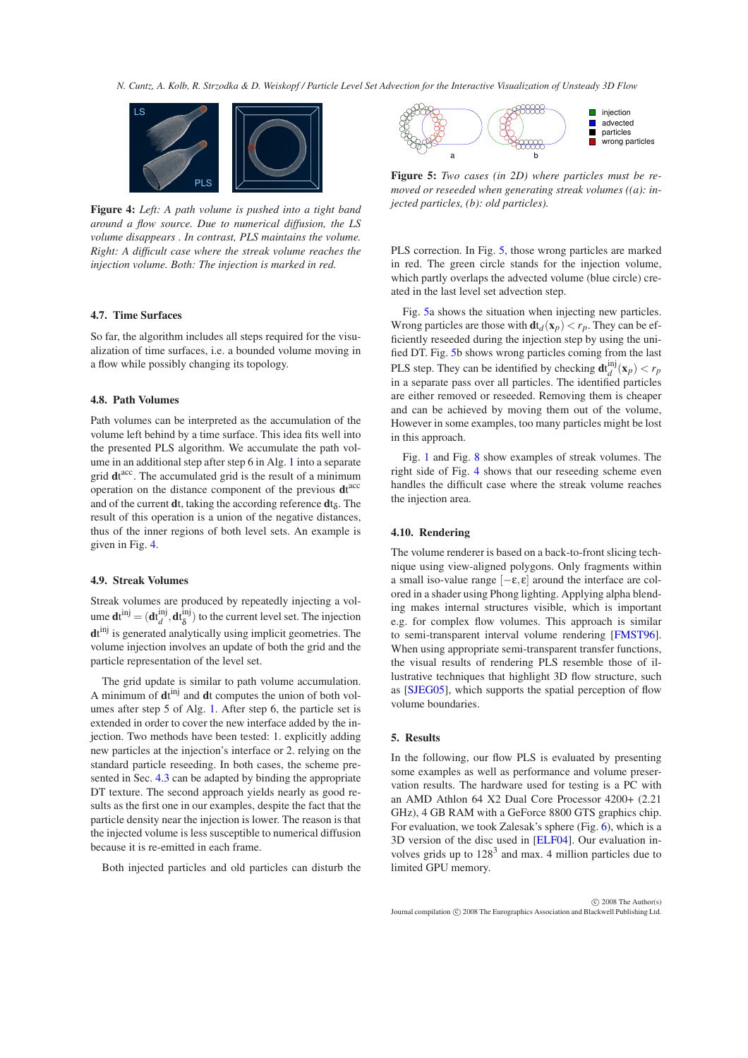**Figure 4:** *Left: A path volume is pushed into a tight band around a flow source. Due to numerical diffusion, the LS volume disappears . In contrast, PLS maintains the volume. Right: A difficult case where the streak volume reaches the injection volume. Both: The injection is marked in red.*

### 4.7. Time Surfaces

So far, the algorithm includes all steps required for the visualization of time surfaces, i.e. a bounded volume moving in a flow while possibly changing its topology.

### 4.8. Path Volumes

Path volumes can be interpreted as the accumulation of the volume left behind by a time surface. This idea fits well into the presented PLS algorithm. We accumulate the path volume in an additional step after step 6 in Alg. 1 into a separate grid $\mathbf{dt}^{acc}$. The accumulated grid is the result of a minimum operation on the distance component of the previous $\mathbf{dt}^{acc}$ and of the current $\mathbf{dt}$, taking the according reference $\mathbf{dt}_\delta$. The result of this operation is a union of the inner regions of both level sets. An example is given in Fig. 4.

### 4.9. Streak Volumes

Streak volumes are produced by repeatedly injecting a volume $\mathbf{dt}^{inj} = (\mathbf{dt}_d^{inj}, \mathbf{dt}_\delta^{inj})$ to the current level set. The injection $\mathbf{dt}^{inj}$ is generated analytically using implicit geometries. The volume injection involves an update of both the grid and the particle representation of the level set.

The grid update is similar to path volume accumulation. A minimum of $\mathbf{dt}^{inj}$ and $\mathbf{dt}$ computes the union of both volumes after step 5 of Alg. 1. After step 6, the particle set is extended in order to cover the new interface added by the injection. Two methods have been tested: 1. explicitly adding new particles at the injection's interface or 2. relying on the standard particle reseeding. In both cases, the scheme presented in Sec. 4.3 can be adapted by binding the appropriate DT texture. The second approach yields nearly as good results as the first one in our examples, despite the fact that the particle density near the injection is lower. The reason is that the injected volume is less susceptible to numerical diffusion because it is re-emitted in each frame.

Both injected particles and old particles can disturb the PLS correction. In Fig. 5, those wrong particles are marked in red. The green circle stands for the injection volume, which partly overlaps the advected volume (blue circle) created in the last level set advection step.

**Figure 5:** *Two cases (in 2D) where particles must be removed or reseeded when generating streak volumes ((a): injected particles, (b): old particles).*

Fig. 5a shows the situation when injecting new particles. Wrong particles are those with $\mathbf{dt}_d(\mathbf{x}_p) < r_p$. They can be efficiently reseeded during the injection step by using the unified DT. Fig. 5b shows wrong particles coming from the last PLS step. They can be identified by checking $\mathbf{dt}_d^{inj}(\mathbf{x}_p) < r_p$ in a separate pass over all particles. The identified particles are either removed or reseeded. Removing them is cheaper and can be achieved by moving them out of the volume, However in some examples, too many particles might be lost in this approach.

Fig. 1 and Fig. 8 show examples of streak volumes. The right side of Fig. 4 shows that our reseeding scheme even handles the difficult case where the streak volume reaches the injection area.

### 4.10. Rendering

The volume renderer is based on a back-to-front slicing technique using view-aligned polygons. Only fragments within a small iso-value range $[-\varepsilon, \varepsilon]$ around the interface are colored in a shader using Phong lighting. Applying alpha blending makes internal structures visible, which is important e.g. for complex flow volumes. This approach is similar to semi-transparent interval volume rendering [FMST96]. When using appropriate semi-transparent transfer functions, the visual results of rendering PLS resemble those of illustrative techniques that highlight 3D flow structure, such as [SJEG05], which supports the spatial perception of flow volume boundaries.

## 5. Results

In the following, our flow PLS is evaluated by presenting some examples as well as performance and volume preservation results. The hardware used for testing is a PC with an AMD Athlon 64 X2 Dual Core Processor 4200+ (2.21 GHz), 4 GB RAM with a GeForce 8800 GTS graphics chip. For evaluation, we took Zalesak's sphere (Fig. 6), which is a 3D version of the disc used in [ELF04]. Our evaluation involves grids up to $128^3$ and max. 4 million particles due to limited GPU memory.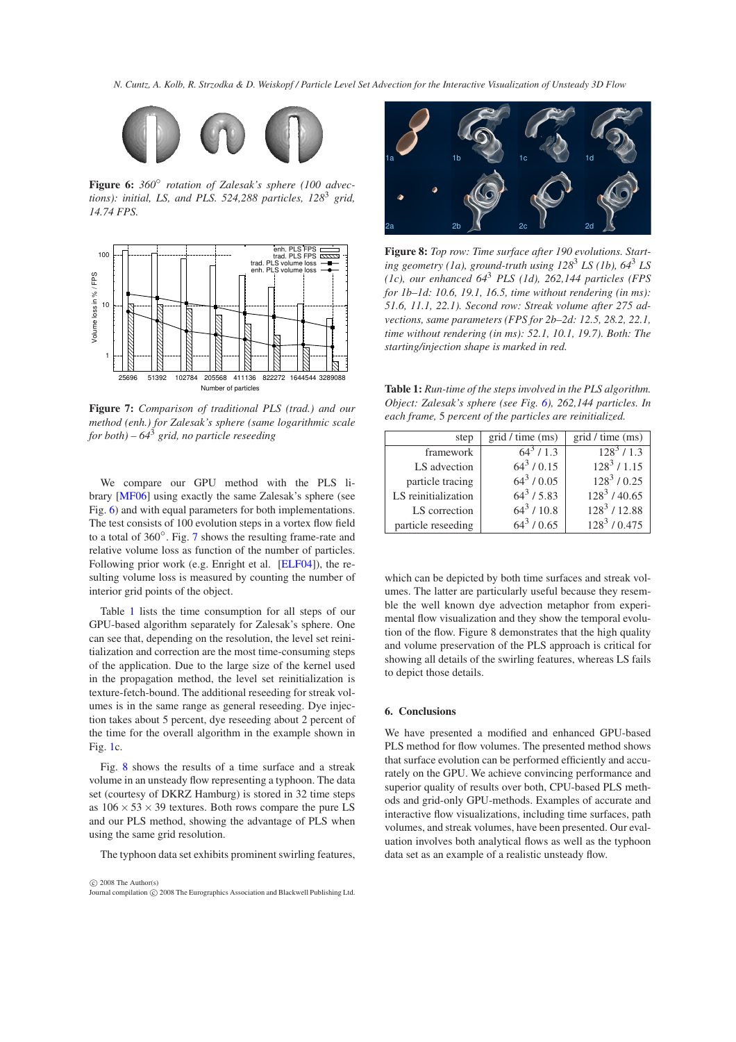*Figure 6: 360° rotation of Zalesak's sphere (100 advections): initial, LS, and PLS. 524,288 particles, $128^3$ grid, 14.74 FPS.*

*Figure 7: Comparison of traditional PLS (trad.) and our method (enh.) for Zalesak's sphere (same logarithmic scale for both) – $64^3$ grid, no particle reseeding*

We compare our GPU method with the PLS library [MF06] using exactly the same Zalesak's sphere (see Fig. 6) and with equal parameters for both implementations. The test consists of 100 evolution steps in a vortex flow field to a total of 360°. Fig. 7 shows the resulting frame-rate and relative volume loss as function of the number of particles. Following prior work (e.g. Enright et al. [ELF04]), the resulting volume loss is measured by counting the number of interior grid points of the object.

Table 1 lists the time consumption for all steps of our GPU-based algorithm separately for Zalesak's sphere. One can see that, depending on the resolution, the level set reinitialization and correction are the most time-consuming steps of the application. Due to the large size of the kernel used in the propagation method, the level set reinitialization is texture-fetch-bound. The additional reseeding for streak volumes is in the same range as general reseeding. Dye injection takes about 5 percent, dye reseeding about 2 percent of the time for the overall algorithm in the example shown in Fig. 1c.

Fig. 8 shows the results of a time surface and a streak volume in an unsteady flow representing a typhoon. The data set (courtesy of DKRZ Hamburg) is stored in 32 time steps as $106 \times 53 \times 39$ textures. Both rows compare the pure LS and our PLS method, showing the advantage of PLS when using the same grid resolution.

The typhoon data set exhibits prominent swirling features, which can be depicted by both time surfaces and streak volumes. The latter are particularly useful because they resemble the well known dye advection metaphor from experimental flow visualization and they show the temporal evolution of the flow. Figure 8 demonstrates that the high quality and volume preservation of the PLS approach is critical for showing all details of the swirling features, whereas LS fails to depict those details.

*Figure 8: Top row: Time surface after 190 evolutions. Starting geometry (1a), ground-truth using $128^3$ LS (1b), $64^3$ LS (1c), our enhanced $64^3$ PLS (1d), 262,144 particles (FPS for 1b–1d: 10.6, 19.1, 16.5, time without rendering (in ms): 51.6, 11.1, 22.1). Second row: Streak volume after 275 advections, same parameters (FPS for 2b–2d: 12.5, 28.2, 22.1, time without rendering (in ms): 52.1, 10.1, 19.7). Both: The starting/injection shape is marked in red.*

*Table 1: Run-time of the steps involved in the PLS algorithm. Object: Zalesak's sphere (see Fig. 6), 262,144 particles. In each frame, 5 percent of the particles are reinitialized.*

| step | grid / time (ms) | grid / time (ms) |
|---|---|---|
| framework | $64^3$ / 1.3 | $128^3$ / 1.3 |
| LS advection | $64^3$ / 0.15 | $128^3$ / 1.15 |
| particle tracing | $64^3$ / 0.05 | $128^3$ / 0.25 |
| LS reinitialization | $64^3$ / 5.83 | $128^3$ / 40.65 |
| LS correction | $64^3$ / 10.8 | $128^3$ / 12.88 |
| particle reseeding | $64^3$ / 0.65 | $128^3$ / 0.475 |

## 6. Conclusions

We have presented a modified and enhanced GPU-based PLS method for flow volumes. The presented method shows that surface evolution can be performed efficiently and accurately on the GPU. We achieve convincing performance and superior quality of results over both, CPU-based PLS methods and grid-only GPU-methods. Examples of accurate and interactive flow visualizations, including time surfaces, path volumes, and streak volumes, have been presented. Our evaluation involves both analytical flows as well as the typhoon data set as an example of a realistic unsteady flow.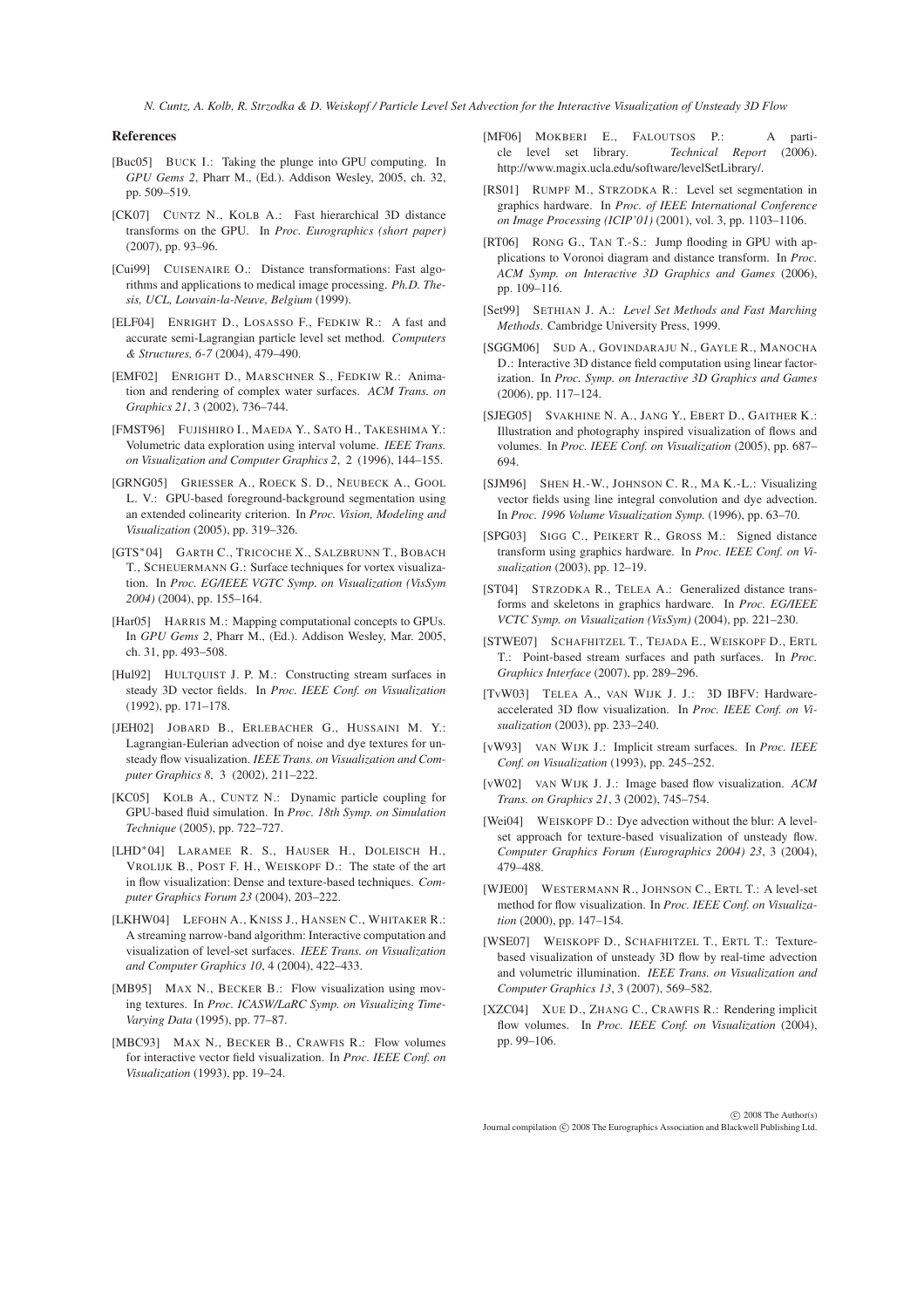## References

[Buc05] BUCK I.: Taking the plunge into GPU computing. In *GPU Gems 2*, Pharr M., (Ed.). Addison Wesley, 2005, ch. 32, pp. 509–519.

[CK07] CUNTZ N., KOLB A.: Fast hierarchical 3D distance transforms on the GPU. In *Proc. Eurographics (short paper)* (2007), pp. 93–96.

[Cui99] CUISENAIRE O.: Distance transformations: Fast algorithms and applications to medical image processing. *Ph.D. Thesis, UCL, Louvain-la-Neuve, Belgium* (1999).

[ELF04] ENRIGHT D., LOSASSO F., FEDKIW R.: A fast and accurate semi-Lagrangian particle level set method. *Computers & Structures, 6-7* (2004), 479–490.

[EMF02] ENRIGHT D., MARSCHNER S., FEDKIW R.: Animation and rendering of complex water surfaces. *ACM Trans. on Graphics 21*, 3 (2002), 736–744.

[FMST96] FUJISHIRO I., MAEDA Y., SATO H., TAKESHIMA Y.: Volumetric data exploration using interval volume. *IEEE Trans. on Visualization and Computer Graphics 2*, 2 (1996), 144–155.

[GRNG05] GRIESSER A., ROECK S. D., NEUBECK A., GOOL L. V.: GPU-based foreground-background segmentation using an extended colinearity criterion. In *Proc. Vision, Modeling and Visualization* (2005), pp. 319–326.

[GTS*04] GARTH C., TRICOCHE X., SALZBRUNN T., BOBACH T., SCHEUERMANN G.: Surface techniques for vortex visualization. In *Proc. EG/IEEE VGTC Symp. on Visualization (VisSym 2004)* (2004), pp. 155–164.

[Har05] HARRIS M.: Mapping computational concepts to GPUs. In *GPU Gems 2*, Pharr M., (Ed.). Addison Wesley, Mar. 2005, ch. 31, pp. 493–508.

[Hul92] HULTQUIST J. P. M.: Constructing stream surfaces in steady 3D vector fields. In *Proc. IEEE Conf. on Visualization* (1992), pp. 171–178.

[JEH02] JOBARD B., ERLEBACHER G., HUSSAINI M. Y.: Lagrangian-Eulerian advection of noise and dye textures for unsteady flow visualization. *IEEE Trans. on Visualization and Computer Graphics 8*, 3 (2002), 211–222.

[KC05] KOLB A., CUNTZ N.: Dynamic particle coupling for GPU-based fluid simulation. In *Proc. 18th Symp. on Simulation Technique* (2005), pp. 722–727.

[LHD*04] LARAMEE R. S., HAUSER H., DOLEISCH H., VROLIJK B., POST F. H., WEISKOPF D.: The state of the art in flow visualization: Dense and texture-based techniques. *Computer Graphics Forum 23* (2004), 203–222.

[LKHW04] LEFOHN A., KNISS J., HANSEN C., WHITAKER R.: A streaming narrow-band algorithm: Interactive computation and visualization of level-set surfaces. *IEEE Trans. on Visualization and Computer Graphics 10*, 4 (2004), 422–433.

[MB95] MAX N., BECKER B.: Flow visualization using moving textures. In *Proc. ICASW/LaRC Symp. on Visualizing Time-Varying Data* (1995), pp. 77–87.

[MBC93] MAX N., BECKER B., CRAWFIS R.: Flow volumes for interactive vector field visualization. In *Proc. IEEE Conf. on Visualization* (1993), pp. 19–24.

[MF06] MOKBERI E., FALOUTSOS P.: A particle level set library. *Technical Report* (2006). http://www.magix.ucla.edu/software/levelSetLibrary/.

[RS01] RUMPF M., STRZODKA R.: Level set segmentation in graphics hardware. In *Proc. of IEEE International Conference on Image Processing (ICIP'01)* (2001), vol. 3, pp. 1103–1106.

[RT06] RONG G., TAN T.-S.: Jump flooding in GPU with applications to Voronoi diagram and distance transform. In *Proc. ACM Symp. on Interactive 3D Graphics and Games* (2006), pp. 109–116.

[Set99] SETHIAN J. A.: *Level Set Methods and Fast Marching Methods*. Cambridge University Press, 1999.

[SGGM06] SUD A., GOVINDARAJU N., GAYLE R., MANOCHA D.: Interactive 3D distance field computation using linear factorization. In *Proc. Symp. on Interactive 3D Graphics and Games* (2006), pp. 117–124.

[SJEG05] SVAKHINE N. A., JANG Y., EBERT D., GAITHER K.: Illustration and photography inspired visualization of flows and volumes. In *Proc. IEEE Conf. on Visualization* (2005), pp. 687–694.

[SJM96] SHEN H.-W., JOHNSON C. R., MA K.-L.: Visualizing vector fields using line integral convolution and dye advection. In *Proc. 1996 Volume Visualization Symp.* (1996), pp. 63–70.

[SPG03] SIGG C., PEIKERT R., GROSS M.: Signed distance transform using graphics hardware. In *Proc. IEEE Conf. on Visualization* (2003), pp. 12–19.

[ST04] STRZODKA R., TELEA A.: Generalized distance transforms and skeletons in graphics hardware. In *Proc. EG/IEEE VCTC Symp. on Visualization (VisSym)* (2004), pp. 221–230.

[STWE07] SCHAFHITZEL T., TEJADA E., WEISKOPF D., ERTL T.: Point-based stream surfaces and path surfaces. In *Proc. Graphics Interface* (2007), pp. 289–296.

[TvW03] TELEA A., VAN WIJK J. J.: 3D IBFV: Hardware-accelerated 3D flow visualization. In *Proc. IEEE Conf. on Visualization* (2003), pp. 233–240.

[vW93] VAN WIJK J.: Implicit stream surfaces. In *Proc. IEEE Conf. on Visualization* (1993), pp. 245–252.

[vW02] VAN WIJK J. J.: Image based flow visualization. *ACM Trans. on Graphics 21*, 3 (2002), 745–754.

[Wei04] WEISKOPF D.: Dye advection without the blur: A level-set approach for texture-based visualization of unsteady flow. *Computer Graphics Forum (Eurographics 2004) 23*, 3 (2004), 479–488.

[WJE00] WESTERMANN R., JOHNSON C., ERTL T.: A level-set method for flow visualization. In *Proc. IEEE Conf. on Visualization* (2000), pp. 147–154.

[WSE07] WEISKOPF D., SCHAFHITZEL T., ERTL T.: Texture-based visualization of unsteady 3D flow by real-time advection and volumetric illumination. *IEEE Trans. on Visualization and Computer Graphics 13*, 3 (2007), 569–582.

[XZC04] XUE D., ZHANG C., CRAWFIS R.: Rendering implicit flow volumes. In *Proc. IEEE Conf. on Visualization* (2004), pp. 99–106.